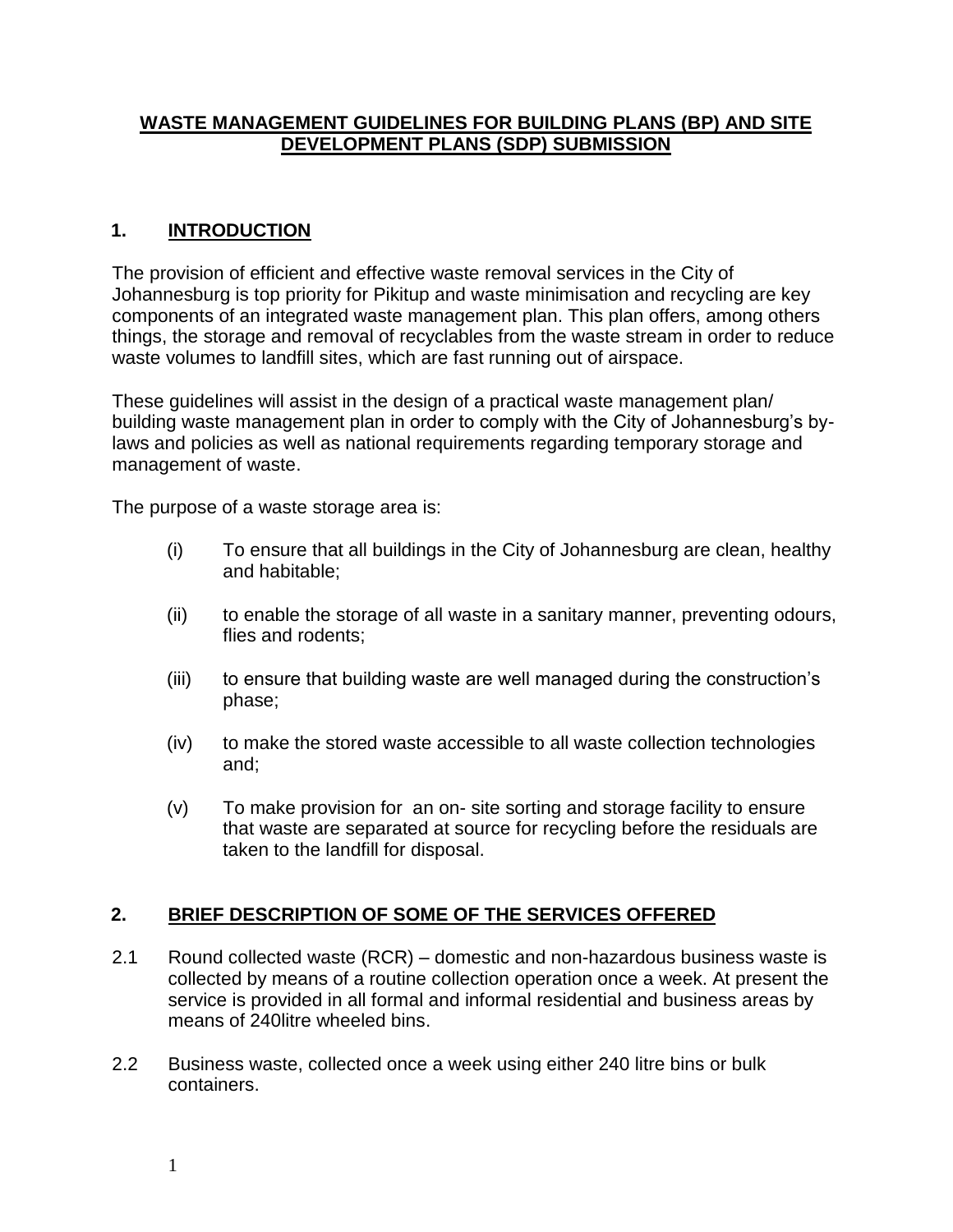# WASTE MANAGEMENT GUIDELINES FOR BUILDING PLANS (BP) AND SITE DEVELOPMENT PLANS (SDP) SUBMISSION

## 1. INTRODUCTION

The provision of efficient and effective waste removal services in the City of Johannesburg is top priority for Pikitup and waste minimisation and recycling are key components of an integrated waste management plan. This plan offers, among others things, the storage and removal of recyclables from the waste stream in order to reduce waste volumes to landfill sites, which are fast running out of airspace.

These guidelines will assist in the design of a practical waste management plan/ building waste management plan in order to comply with the City of Johannesburg's by-laws and policies as well as national requirements regarding temporary storage and management of waste.

The purpose of a waste storage area is:

(i) To ensure that all buildings in the City of Johannesburg are clean, healthy and habitable;

(ii) to enable the storage of all waste in a sanitary manner, preventing odours, flies and rodents;

(iii) to ensure that building waste are well managed during the construction's phase;

(iv) to make the stored waste accessible to all waste collection technologies and;

(v) To make provision for an on- site sorting and storage facility to ensure that waste are separated at source for recycling before the residuals are taken to the landfill for disposal.

## 2. BRIEF DESCRIPTION OF SOME OF THE SERVICES OFFERED

2.1 Round collected waste (RCR) – domestic and non-hazardous business waste is collected by means of a routine collection operation once a week. At present the service is provided in all formal and informal residential and business areas by means of 240litre wheeled bins.

2.2 Business waste, collected once a week using either 240 litre bins or bulk containers.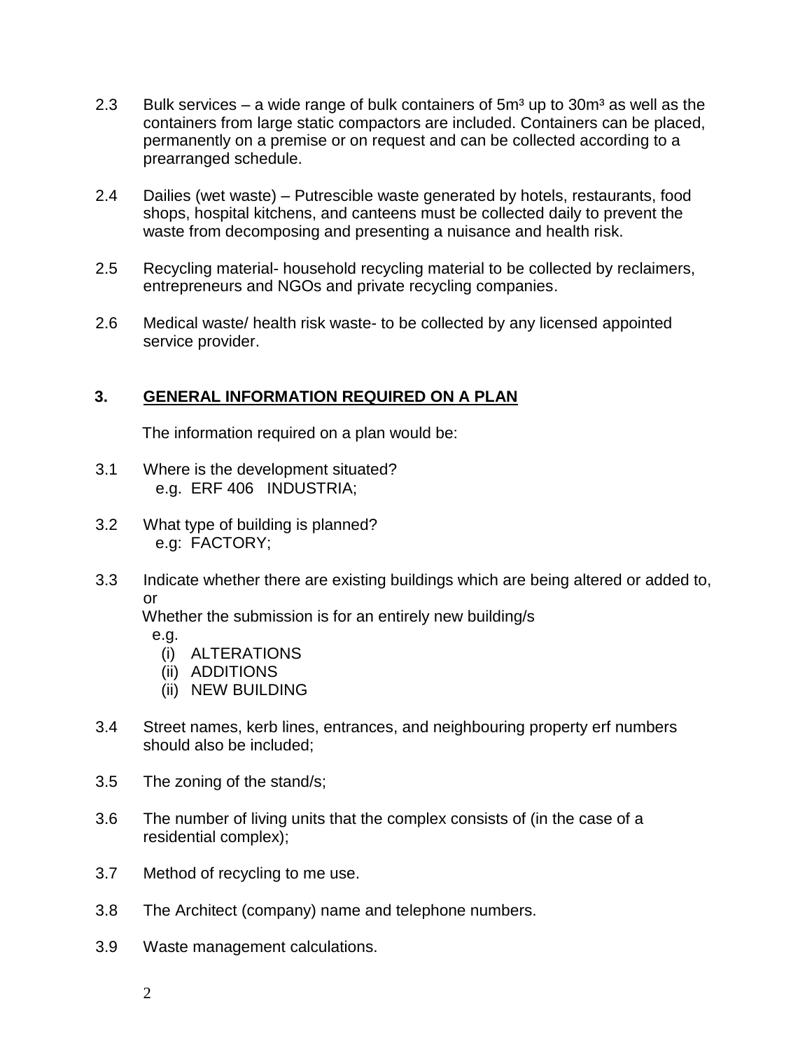2.3 Bulk services – a wide range of bulk containers of $5m^3$ up to $30m^3$ as well as the containers from large static compactors are included. Containers can be placed, permanently on a premise or on request and can be collected according to a prearranged schedule.

2.4 Dailies (wet waste) – Putrescible waste generated by hotels, restaurants, food shops, hospital kitchens, and canteens must be collected daily to prevent the waste from decomposing and presenting a nuisance and health risk.

2.5 Recycling material- household recycling material to be collected by reclaimers, entrepreneurs and NGOs and private recycling companies.

2.6 Medical waste/ health risk waste- to be collected by any licensed appointed service provider.

## 3. GENERAL INFORMATION REQUIRED ON A PLAN

The information required on a plan would be:

3.1 Where is the development situated?
e.g. ERF 406 INDUSTRIA;

3.2 What type of building is planned?
e.g: FACTORY;

3.3 Indicate whether there are existing buildings which are being altered or added to, or
Whether the submission is for an entirely new building/s
e.g.
(i) ALTERATIONS
(ii) ADDITIONS
(ii) NEW BUILDING

3.4 Street names, kerb lines, entrances, and neighbouring property erf numbers should also be included;

3.5 The zoning of the stand/s;

3.6 The number of living units that the complex consists of (in the case of a residential complex);

3.7 Method of recycling to me use.

3.8 The Architect (company) name and telephone numbers.

3.9 Waste management calculations.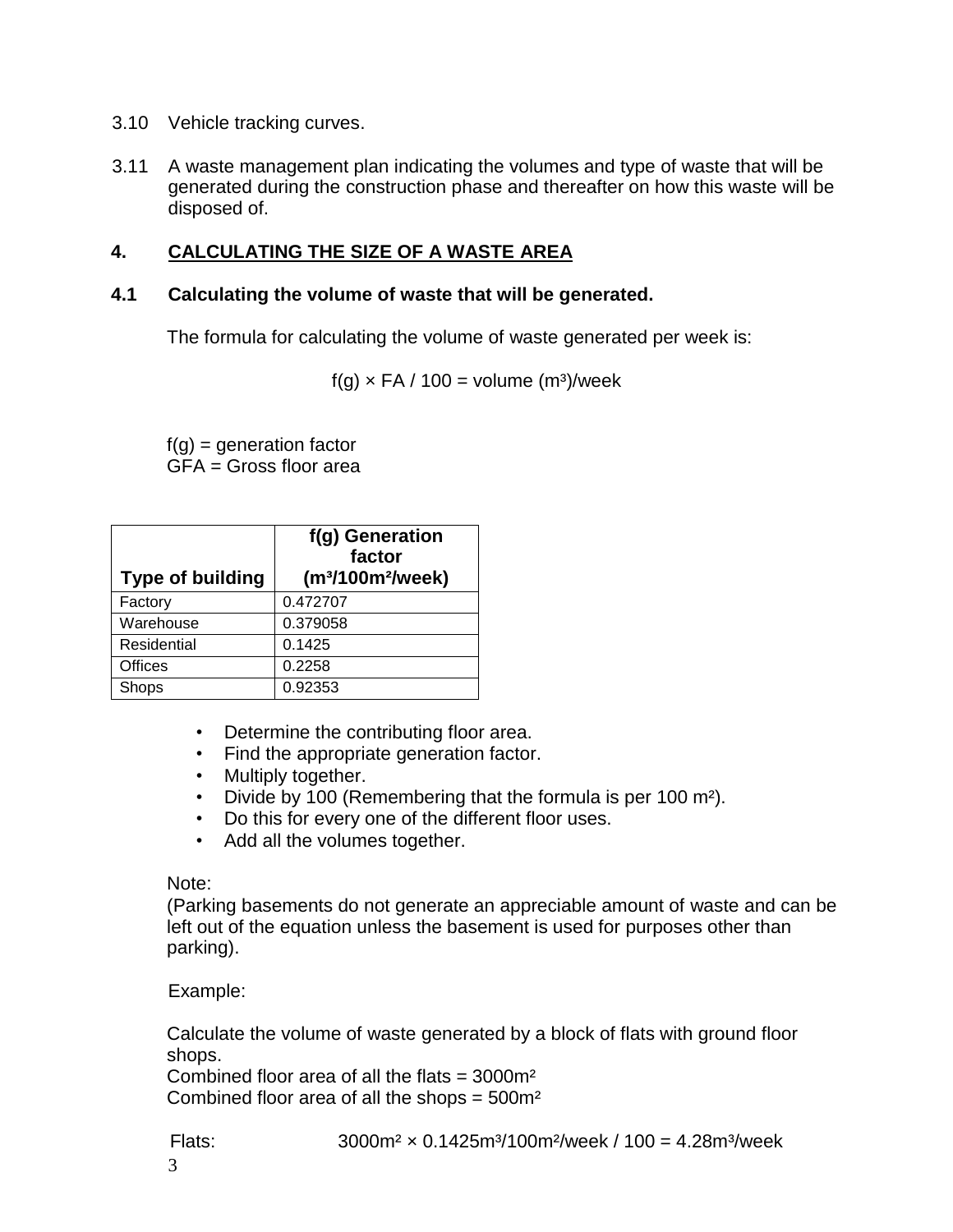3.10 Vehicle tracking curves.

3.11 A waste management plan indicating the volumes and type of waste that will be generated during the construction phase and thereafter on how this waste will be disposed of.

## 4. CALCULATING THE SIZE OF A WASTE AREA

### 4.1 Calculating the volume of waste that will be generated.

The formula for calculating the volume of waste generated per week is:

$$f(g) \times FA / 100 = \text{volume } (m^3)/\text{week}$$

f(g) = generation factor
GFA = Gross floor area

| Type of building | f(g) Generation factor ($m^3/100m^2/week$) |
|---|---|
| Factory | 0.472707 |
| Warehouse | 0.379058 |
| Residential | 0.1425 |
| Offices | 0.2258 |
| Shops | 0.92353 |

- Determine the contributing floor area.
- Find the appropriate generation factor.
- Multiply together.
- Divide by 100 (Remembering that the formula is per 100 $m^2$).
- Do this for every one of the different floor uses.
- Add all the volumes together.

Note:
(Parking basements do not generate an appreciable amount of waste and can be left out of the equation unless the basement is used for purposes other than parking).

Example:

Calculate the volume of waste generated by a block of flats with ground floor shops.
Combined floor area of all the flats = $3000m^2$
Combined floor area of all the shops = $500m^2$

Flats: $3000m^2 \times 0.1425m^3/100m^2/week / 100 = 4.28m^3/week$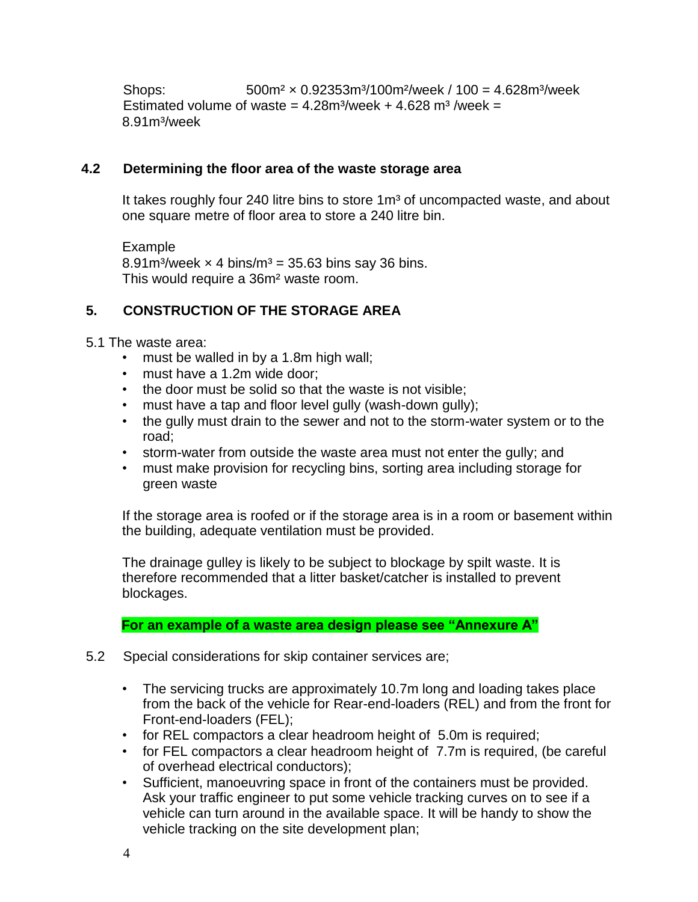Shops: $500m^2 \times 0.92353m^3/100m^2/week / 100 = 4.628m^3/week$
Estimated volume of waste = $4.28m^3/week + 4.628\ m^3\ /week = 8.91m^3/week$

## 4.2 Determining the floor area of the waste storage area

It takes roughly four 240 litre bins to store $1m^3$ of uncompacted waste, and about one square metre of floor area to store a 240 litre bin.

Example
$8.91m^3/week \times 4\ bins/m^3 = 35.63$ bins say 36 bins.
This would require a $36m^2$ waste room.

# 5. CONSTRUCTION OF THE STORAGE AREA

5.1 The waste area:

- must be walled in by a 1.8m high wall;
- must have a 1.2m wide door;
- the door must be solid so that the waste is not visible;
- must have a tap and floor level gully (wash-down gully);
- the gully must drain to the sewer and not to the storm-water system or to the road;
- storm-water from outside the waste area must not enter the gully; and
- must make provision for recycling bins, sorting area including storage for green waste

If the storage area is roofed or if the storage area is in a room or basement within the building, adequate ventilation must be provided.

The drainage gulley is likely to be subject to blockage by spilt waste. It is therefore recommended that a litter basket/catcher is installed to prevent blockages.

**For an example of a waste area design please see "Annexure A"**

5.2 Special considerations for skip container services are;

- The servicing trucks are approximately 10.7m long and loading takes place from the back of the vehicle for Rear-end-loaders (REL) and from the front for Front-end-loaders (FEL);
- for REL compactors a clear headroom height of 5.0m is required;
- for FEL compactors a clear headroom height of 7.7m is required, (be careful of overhead electrical conductors);
- Sufficient, manoeuvring space in front of the containers must be provided. Ask your traffic engineer to put some vehicle tracking curves on to see if a vehicle can turn around in the available space. It will be handy to show the vehicle tracking on the site development plan;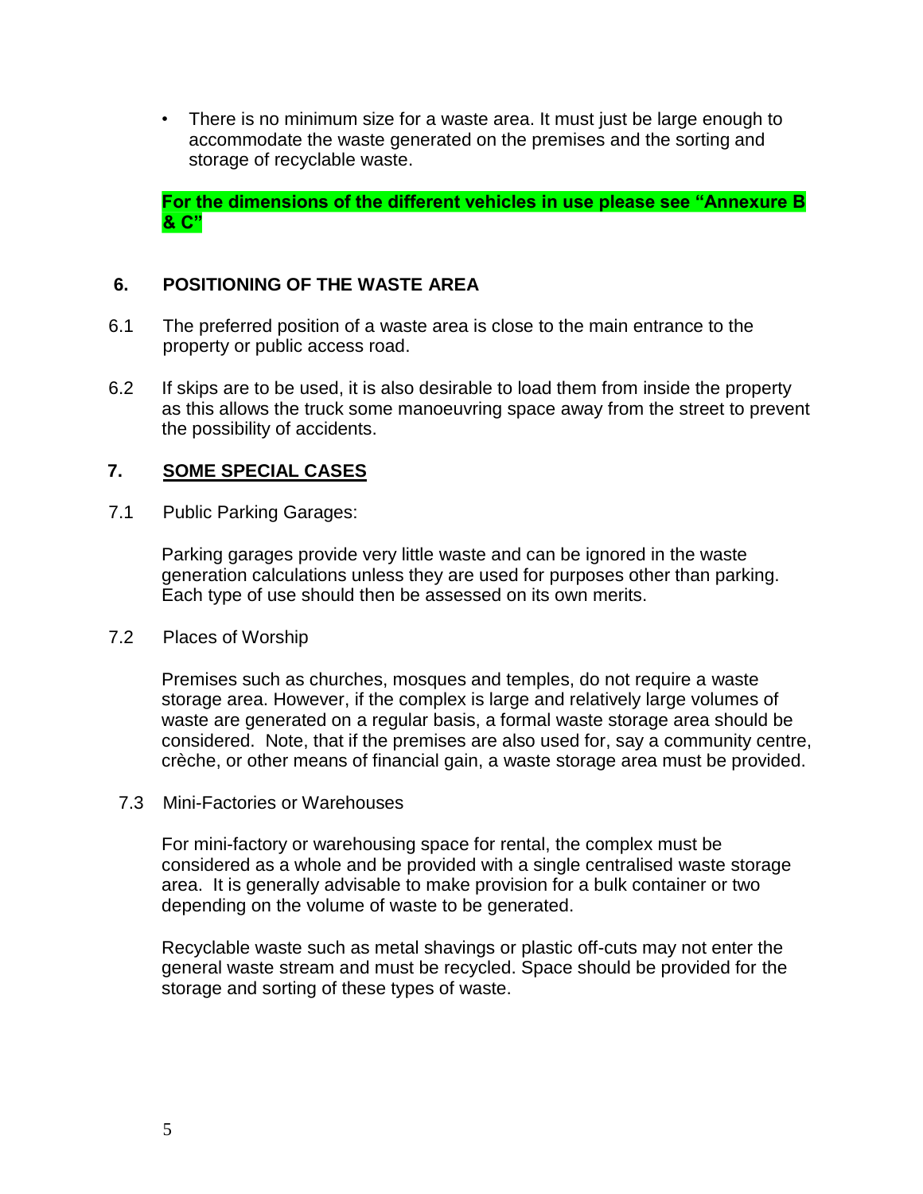- There is no minimum size for a waste area. It must just be large enough to accommodate the waste generated on the premises and the sorting and storage of recyclable waste.

**For the dimensions of the different vehicles in use please see "Annexure B & C"**

## 6. POSITIONING OF THE WASTE AREA

6.1 The preferred position of a waste area is close to the main entrance to the property or public access road.

6.2 If skips are to be used, it is also desirable to load them from inside the property as this allows the truck some manoeuvring space away from the street to prevent the possibility of accidents.

## 7. SOME SPECIAL CASES

7.1 Public Parking Garages:

Parking garages provide very little waste and can be ignored in the waste generation calculations unless they are used for purposes other than parking. Each type of use should then be assessed on its own merits.

7.2 Places of Worship

Premises such as churches, mosques and temples, do not require a waste storage area. However, if the complex is large and relatively large volumes of waste are generated on a regular basis, a formal waste storage area should be considered. Note, that if the premises are also used for, say a community centre, crèche, or other means of financial gain, a waste storage area must be provided.

7.3 Mini-Factories or Warehouses

For mini-factory or warehousing space for rental, the complex must be considered as a whole and be provided with a single centralised waste storage area. It is generally advisable to make provision for a bulk container or two depending on the volume of waste to be generated.

Recyclable waste such as metal shavings or plastic off-cuts may not enter the general waste stream and must be recycled. Space should be provided for the storage and sorting of these types of waste.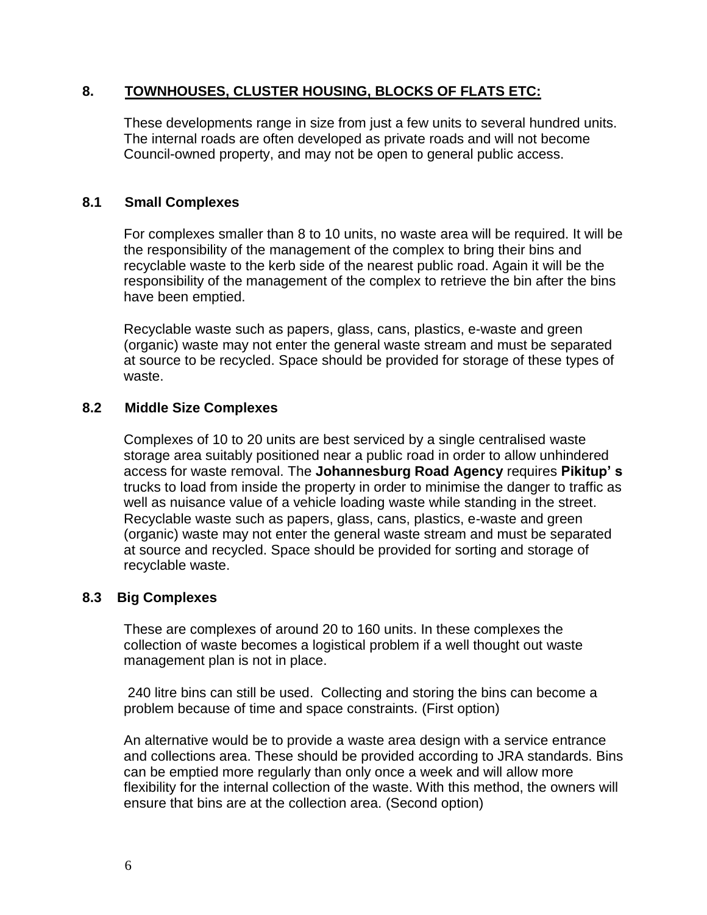## 8. TOWNHOUSES, CLUSTER HOUSING, BLOCKS OF FLATS ETC:

These developments range in size from just a few units to several hundred units. The internal roads are often developed as private roads and will not become Council-owned property, and may not be open to general public access.

### 8.1 Small Complexes

For complexes smaller than 8 to 10 units, no waste area will be required. It will be the responsibility of the management of the complex to bring their bins and recyclable waste to the kerb side of the nearest public road. Again it will be the responsibility of the management of the complex to retrieve the bin after the bins have been emptied.

Recyclable waste such as papers, glass, cans, plastics, e-waste and green (organic) waste may not enter the general waste stream and must be separated at source to be recycled. Space should be provided for storage of these types of waste.

### 8.2 Middle Size Complexes

Complexes of 10 to 20 units are best serviced by a single centralised waste storage area suitably positioned near a public road in order to allow unhindered access for waste removal. The **Johannesburg Road Agency** requires **Pikitup' s** trucks to load from inside the property in order to minimise the danger to traffic as well as nuisance value of a vehicle loading waste while standing in the street. Recyclable waste such as papers, glass, cans, plastics, e-waste and green (organic) waste may not enter the general waste stream and must be separated at source and recycled. Space should be provided for sorting and storage of recyclable waste.

### 8.3 Big Complexes

These are complexes of around 20 to 160 units. In these complexes the collection of waste becomes a logistical problem if a well thought out waste management plan is not in place.

240 litre bins can still be used. Collecting and storing the bins can become a problem because of time and space constraints. (First option)

An alternative would be to provide a waste area design with a service entrance and collections area. These should be provided according to JRA standards. Bins can be emptied more regularly than only once a week and will allow more flexibility for the internal collection of the waste. With this method, the owners will ensure that bins are at the collection area. (Second option)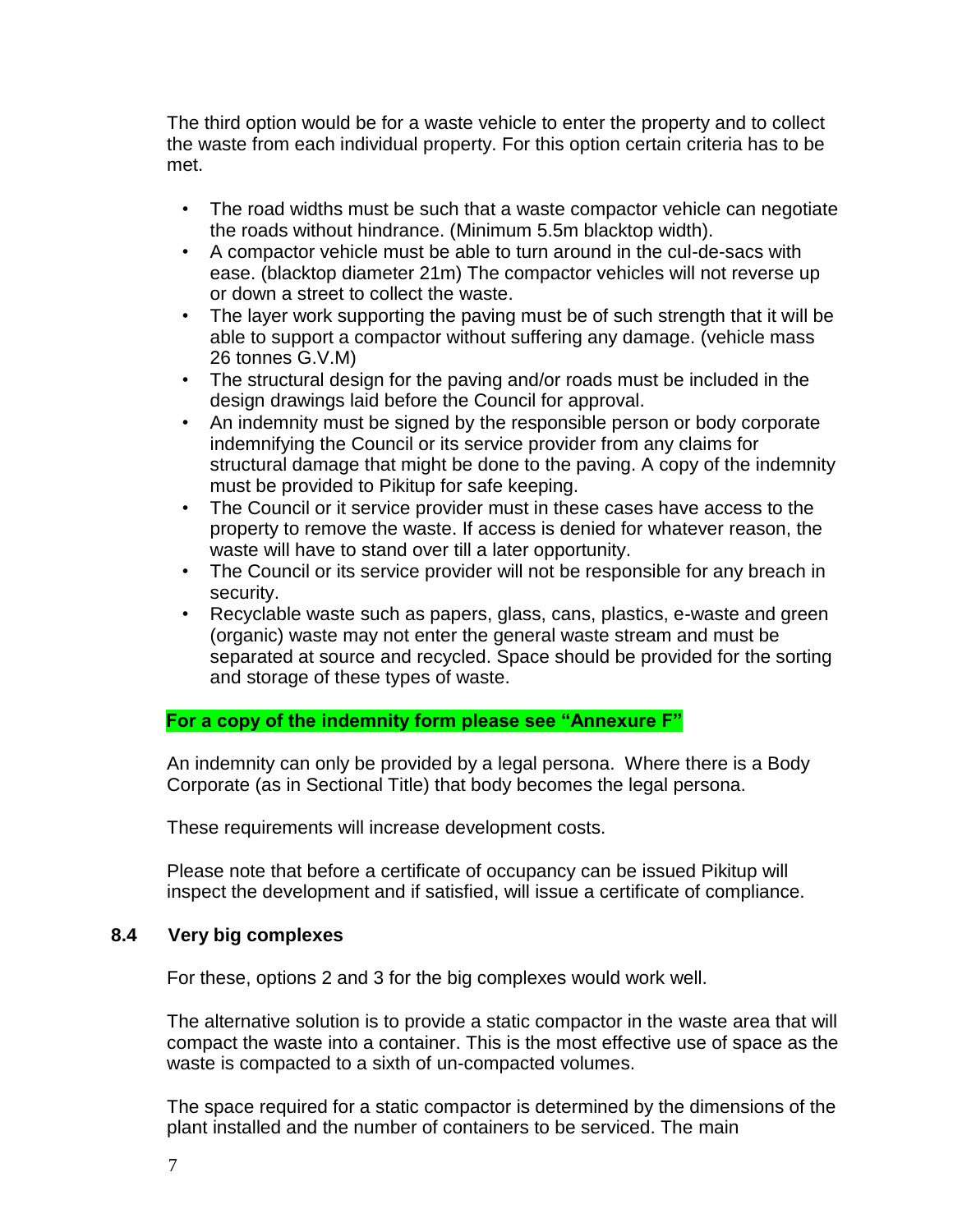The third option would be for a waste vehicle to enter the property and to collect the waste from each individual property. For this option certain criteria has to be met.

- The road widths must be such that a waste compactor vehicle can negotiate the roads without hindrance. (Minimum 5.5m blacktop width).
- A compactor vehicle must be able to turn around in the cul-de-sacs with ease. (blacktop diameter 21m) The compactor vehicles will not reverse up or down a street to collect the waste.
- The layer work supporting the paving must be of such strength that it will be able to support a compactor without suffering any damage. (vehicle mass 26 tonnes G.V.M)
- The structural design for the paving and/or roads must be included in the design drawings laid before the Council for approval.
- An indemnity must be signed by the responsible person or body corporate indemnifying the Council or its service provider from any claims for structural damage that might be done to the paving. A copy of the indemnity must be provided to Pikitup for safe keeping.
- The Council or it service provider must in these cases have access to the property to remove the waste. If access is denied for whatever reason, the waste will have to stand over till a later opportunity.
- The Council or its service provider will not be responsible for any breach in security.
- Recyclable waste such as papers, glass, cans, plastics, e-waste and green (organic) waste may not enter the general waste stream and must be separated at source and recycled. Space should be provided for the sorting and storage of these types of waste.

**For a copy of the indemnity form please see "Annexure F"**

An indemnity can only be provided by a legal persona. Where there is a Body Corporate (as in Sectional Title) that body becomes the legal persona.

These requirements will increase development costs.

Please note that before a certificate of occupancy can be issued Pikitup will inspect the development and if satisfied, will issue a certificate of compliance.

### 8.4 Very big complexes

For these, options 2 and 3 for the big complexes would work well.

The alternative solution is to provide a static compactor in the waste area that will compact the waste into a container. This is the most effective use of space as the waste is compacted to a sixth of un-compacted volumes.

The space required for a static compactor is determined by the dimensions of the plant installed and the number of containers to be serviced. The main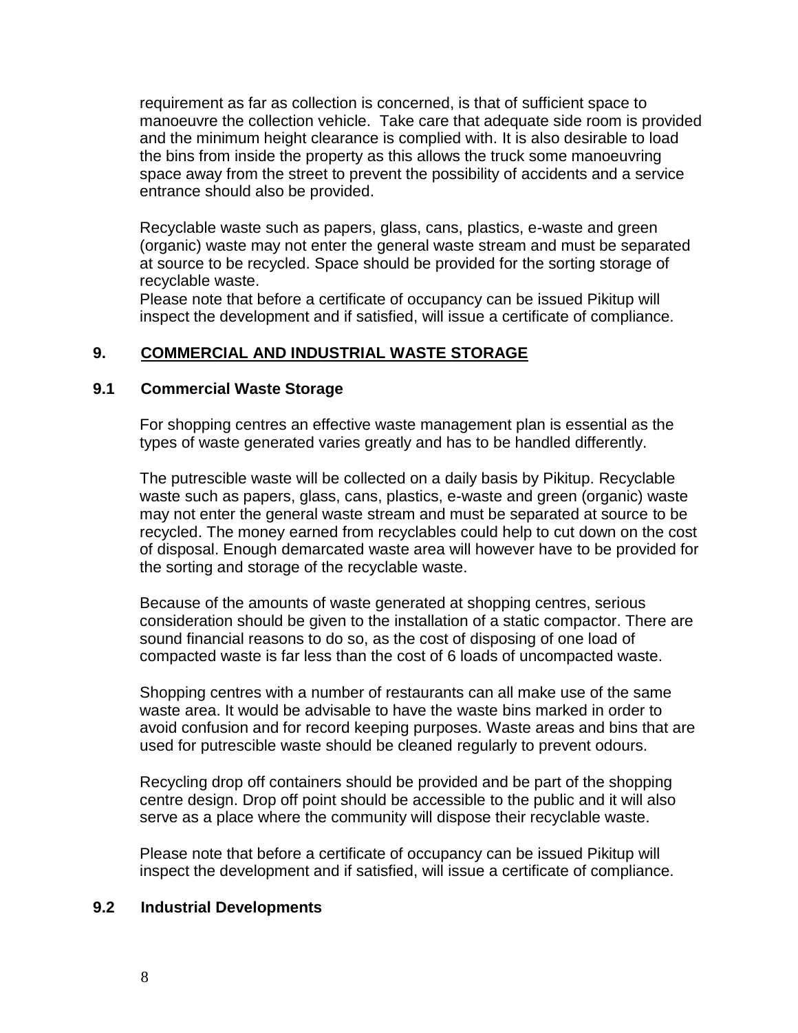requirement as far as collection is concerned, is that of sufficient space to manoeuvre the collection vehicle. Take care that adequate side room is provided and the minimum height clearance is complied with. It is also desirable to load the bins from inside the property as this allows the truck some manoeuvring space away from the street to prevent the possibility of accidents and a service entrance should also be provided.

Recyclable waste such as papers, glass, cans, plastics, e-waste and green (organic) waste may not enter the general waste stream and must be separated at source to be recycled. Space should be provided for the sorting storage of recyclable waste.
Please note that before a certificate of occupancy can be issued Pikitup will inspect the development and if satisfied, will issue a certificate of compliance.

## 9. COMMERCIAL AND INDUSTRIAL WASTE STORAGE

### 9.1 Commercial Waste Storage

For shopping centres an effective waste management plan is essential as the types of waste generated varies greatly and has to be handled differently.

The putrescible waste will be collected on a daily basis by Pikitup. Recyclable waste such as papers, glass, cans, plastics, e-waste and green (organic) waste may not enter the general waste stream and must be separated at source to be recycled. The money earned from recyclables could help to cut down on the cost of disposal. Enough demarcated waste area will however have to be provided for the sorting and storage of the recyclable waste.

Because of the amounts of waste generated at shopping centres, serious consideration should be given to the installation of a static compactor. There are sound financial reasons to do so, as the cost of disposing of one load of compacted waste is far less than the cost of 6 loads of uncompacted waste.

Shopping centres with a number of restaurants can all make use of the same waste area. It would be advisable to have the waste bins marked in order to avoid confusion and for record keeping purposes. Waste areas and bins that are used for putrescible waste should be cleaned regularly to prevent odours.

Recycling drop off containers should be provided and be part of the shopping centre design. Drop off point should be accessible to the public and it will also serve as a place where the community will dispose their recyclable waste.

Please note that before a certificate of occupancy can be issued Pikitup will inspect the development and if satisfied, will issue a certificate of compliance.

### 9.2 Industrial Developments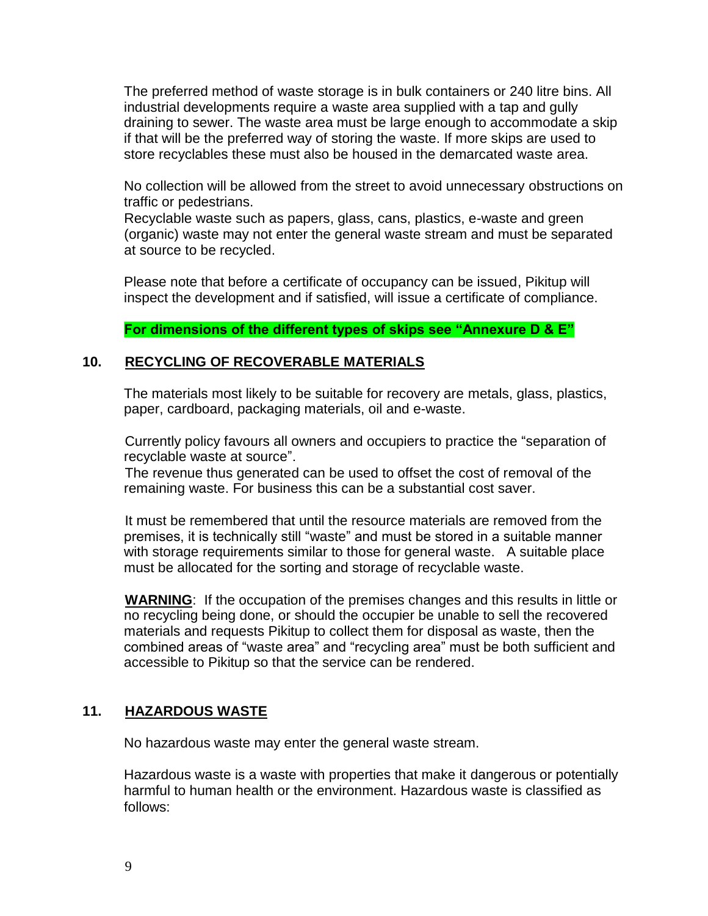The preferred method of waste storage is in bulk containers or 240 litre bins. All industrial developments require a waste area supplied with a tap and gully draining to sewer. The waste area must be large enough to accommodate a skip if that will be the preferred way of storing the waste. If more skips are used to store recyclables these must also be housed in the demarcated waste area.

No collection will be allowed from the street to avoid unnecessary obstructions on traffic or pedestrians.
Recyclable waste such as papers, glass, cans, plastics, e-waste and green (organic) waste may not enter the general waste stream and must be separated at source to be recycled.

Please note that before a certificate of occupancy can be issued, Pikitup will inspect the development and if satisfied, will issue a certificate of compliance.

**For dimensions of the different types of skips see "Annexure D & E"**

## 10. RECYCLING OF RECOVERABLE MATERIALS

The materials most likely to be suitable for recovery are metals, glass, plastics, paper, cardboard, packaging materials, oil and e-waste.

Currently policy favours all owners and occupiers to practice the "separation of recyclable waste at source".
The revenue thus generated can be used to offset the cost of removal of the remaining waste. For business this can be a substantial cost saver.

It must be remembered that until the resource materials are removed from the premises, it is technically still "waste" and must be stored in a suitable manner with storage requirements similar to those for general waste. A suitable place must be allocated for the sorting and storage of recyclable waste.

**WARNING**: If the occupation of the premises changes and this results in little or no recycling being done, or should the occupier be unable to sell the recovered materials and requests Pikitup to collect them for disposal as waste, then the combined areas of "waste area" and "recycling area" must be both sufficient and accessible to Pikitup so that the service can be rendered.

## 11. HAZARDOUS WASTE

No hazardous waste may enter the general waste stream.

Hazardous waste is a waste with properties that make it dangerous or potentially harmful to human health or the environment. Hazardous waste is classified as follows: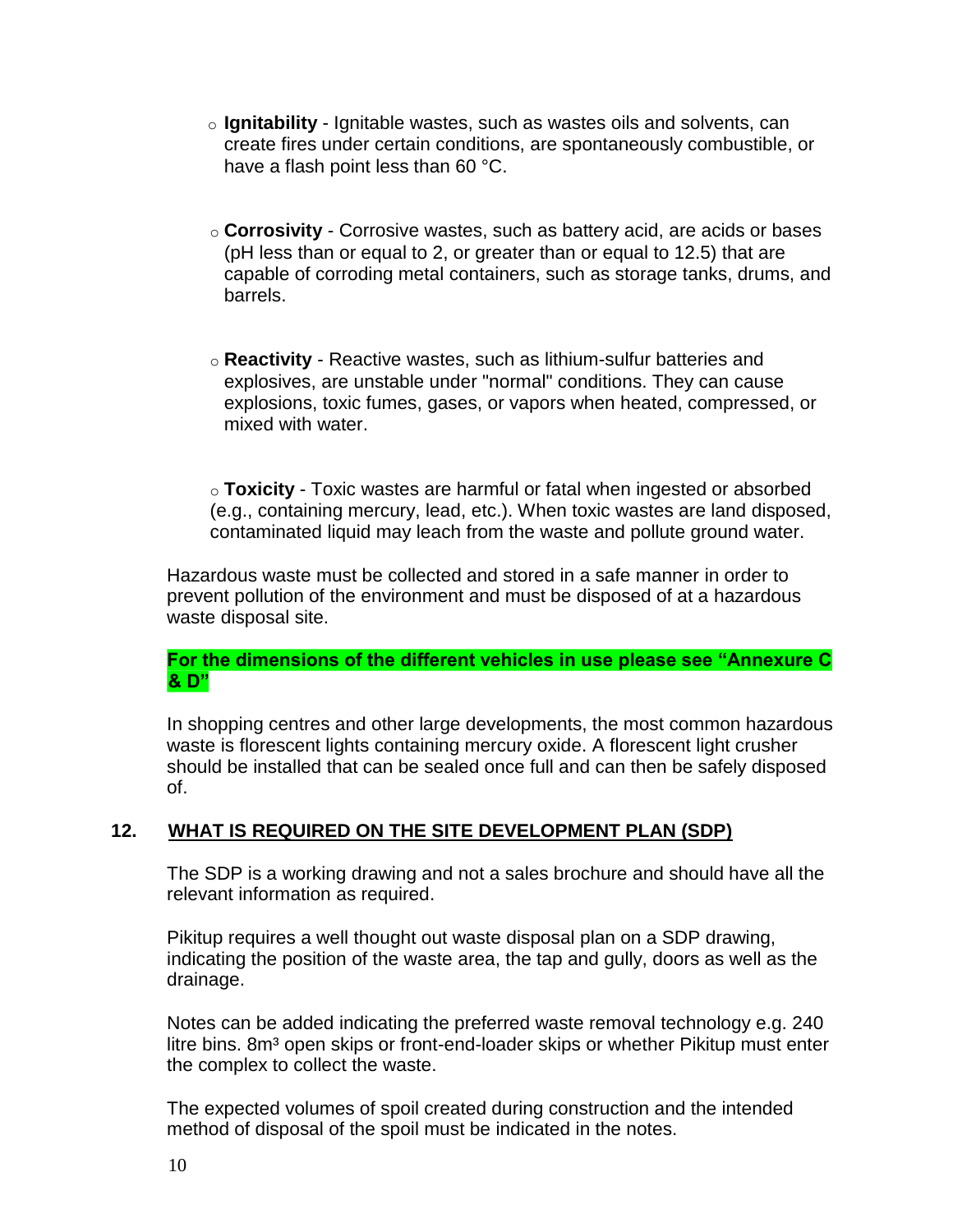- **Ignitability** - Ignitable wastes, such as wastes oils and solvents, can create fires under certain conditions, are spontaneously combustible, or have a flash point less than 60 °C.

- **Corrosivity** - Corrosive wastes, such as battery acid, are acids or bases (pH less than or equal to 2, or greater than or equal to 12.5) that are capable of corroding metal containers, such as storage tanks, drums, and barrels.

- **Reactivity** - Reactive wastes, such as lithium-sulfur batteries and explosives, are unstable under "normal" conditions. They can cause explosions, toxic fumes, gases, or vapors when heated, compressed, or mixed with water.

- **Toxicity** - Toxic wastes are harmful or fatal when ingested or absorbed (e.g., containing mercury, lead, etc.). When toxic wastes are land disposed, contaminated liquid may leach from the waste and pollute ground water.

Hazardous waste must be collected and stored in a safe manner in order to prevent pollution of the environment and must be disposed of at a hazardous waste disposal site.

**For the dimensions of the different vehicles in use please see "Annexure C & D"**

In shopping centres and other large developments, the most common hazardous waste is florescent lights containing mercury oxide. A florescent light crusher should be installed that can be sealed once full and can then be safely disposed of.

## 12. WHAT IS REQUIRED ON THE SITE DEVELOPMENT PLAN (SDP)

The SDP is a working drawing and not a sales brochure and should have all the relevant information as required.

Pikitup requires a well thought out waste disposal plan on a SDP drawing, indicating the position of the waste area, the tap and gully, doors as well as the drainage.

Notes can be added indicating the preferred waste removal technology e.g. 240 litre bins. 8m³ open skips or front-end-loader skips or whether Pikitup must enter the complex to collect the waste.

The expected volumes of spoil created during construction and the intended method of disposal of the spoil must be indicated in the notes.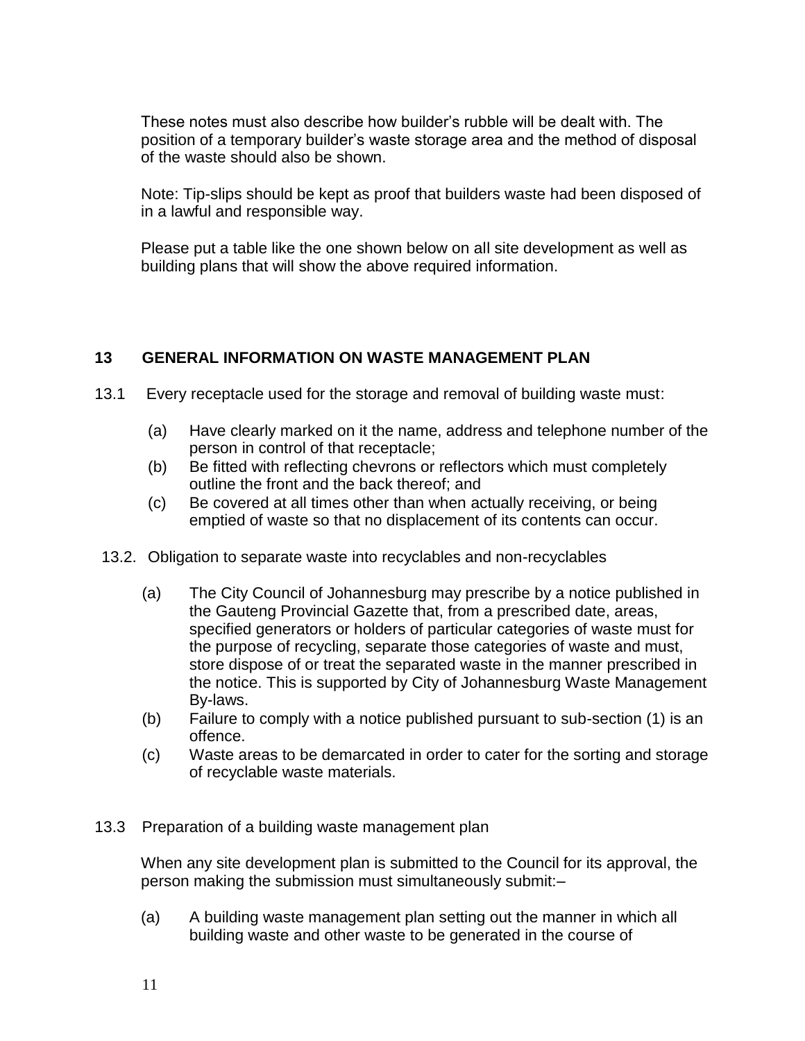These notes must also describe how builder's rubble will be dealt with. The position of a temporary builder's waste storage area and the method of disposal of the waste should also be shown.

Note: Tip-slips should be kept as proof that builders waste had been disposed of in a lawful and responsible way.

Please put a table like the one shown below on all site development as well as building plans that will show the above required information.

## 13 GENERAL INFORMATION ON WASTE MANAGEMENT PLAN

13.1 Every receptacle used for the storage and removal of building waste must:

- (a) Have clearly marked on it the name, address and telephone number of the person in control of that receptacle;
- (b) Be fitted with reflecting chevrons or reflectors which must completely outline the front and the back thereof; and
- (c) Be covered at all times other than when actually receiving, or being emptied of waste so that no displacement of its contents can occur.

13.2. Obligation to separate waste into recyclables and non-recyclables

- (a) The City Council of Johannesburg may prescribe by a notice published in the Gauteng Provincial Gazette that, from a prescribed date, areas, specified generators or holders of particular categories of waste must for the purpose of recycling, separate those categories of waste and must, store dispose of or treat the separated waste in the manner prescribed in the notice. This is supported by City of Johannesburg Waste Management By-laws.
- (b) Failure to comply with a notice published pursuant to sub-section (1) is an offence.
- (c) Waste areas to be demarcated in order to cater for the sorting and storage of recyclable waste materials.

13.3 Preparation of a building waste management plan

When any site development plan is submitted to the Council for its approval, the person making the submission must simultaneously submit:–

- (a) A building waste management plan setting out the manner in which all building waste and other waste to be generated in the course of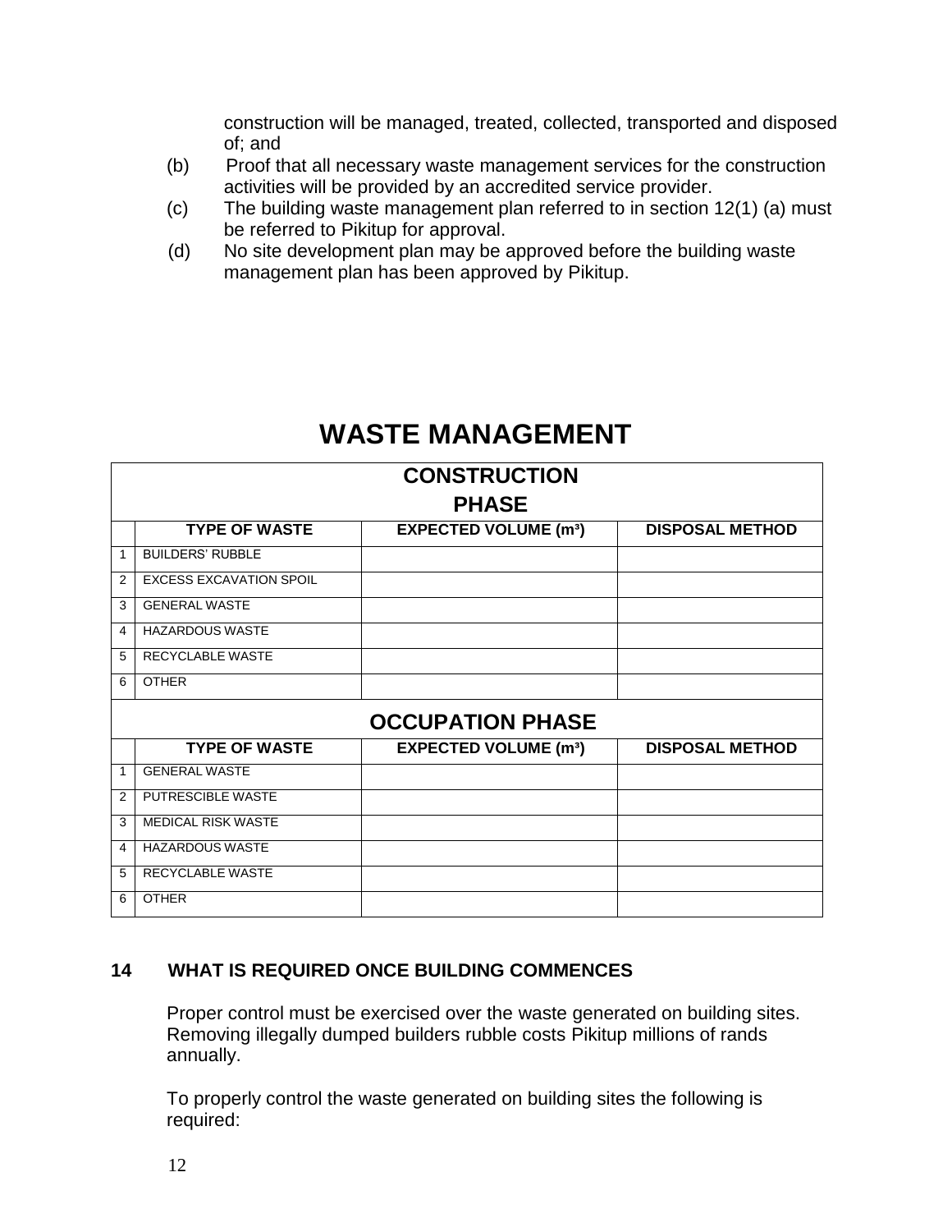construction will be managed, treated, collected, transported and disposed of; and

(b) Proof that all necessary waste management services for the construction activities will be provided by an accredited service provider.

(c) The building waste management plan referred to in section 12(1) (a) must be referred to Pikitup for approval.

(d) No site development plan may be approved before the building waste management plan has been approved by Pikitup.

# WASTE MANAGEMENT

| CONSTRUCTION PHASE | | | |
|---|---|---|---|
| | **TYPE OF WASTE** | **EXPECTED VOLUME (m³)** | **DISPOSAL METHOD** |
| 1 | BUILDERS' RUBBLE | | |
| 2 | EXCESS EXCAVATION SPOIL | | |
| 3 | GENERAL WASTE | | |
| 4 | HAZARDOUS WASTE | | |
| 5 | RECYCLABLE WASTE | | |
| 6 | OTHER | | |
| **OCCUPATION PHASE** | | | |
| | **TYPE OF WASTE** | **EXPECTED VOLUME (m³)** | **DISPOSAL METHOD** |
| 1 | GENERAL WASTE | | |
| 2 | PUTRESCIBLE WASTE | | |
| 3 | MEDICAL RISK WASTE | | |
| 4 | HAZARDOUS WASTE | | |
| 5 | RECYCLABLE WASTE | | |
| 6 | OTHER | | |

## 14 WHAT IS REQUIRED ONCE BUILDING COMMENCES

Proper control must be exercised over the waste generated on building sites. Removing illegally dumped builders rubble costs Pikitup millions of rands annually.

To properly control the waste generated on building sites the following is required: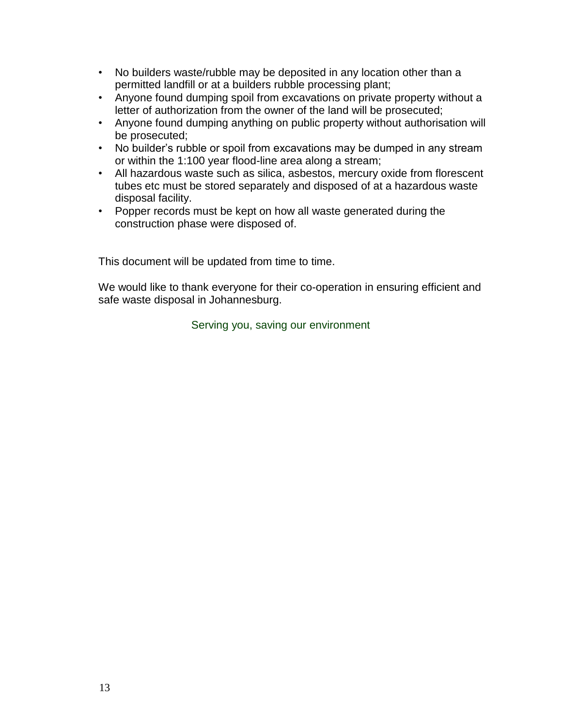- No builders waste/rubble may be deposited in any location other than a permitted landfill or at a builders rubble processing plant;
- Anyone found dumping spoil from excavations on private property without a letter of authorization from the owner of the land will be prosecuted;
- Anyone found dumping anything on public property without authorisation will be prosecuted;
- No builder's rubble or spoil from excavations may be dumped in any stream or within the 1:100 year flood-line area along a stream;
- All hazardous waste such as silica, asbestos, mercury oxide from florescent tubes etc must be stored separately and disposed of at a hazardous waste disposal facility.
- Popper records must be kept on how all waste generated during the construction phase were disposed of.

This document will be updated from time to time.

We would like to thank everyone for their co-operation in ensuring efficient and safe waste disposal in Johannesburg.

Serving you, saving our environment